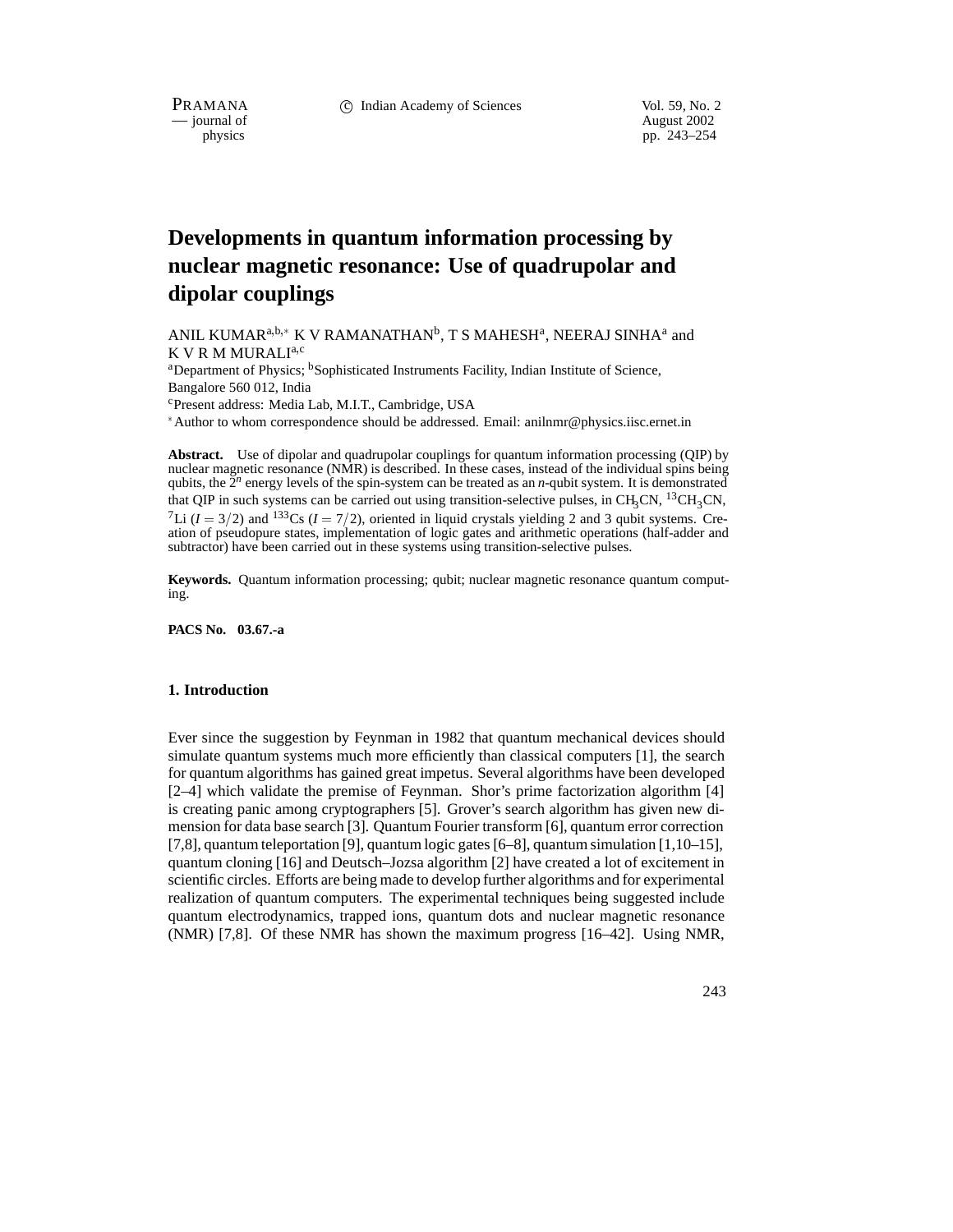# Developments in quantum information processing by nuclear magnetic resonance: Use of quadrupolar and dipolar couplings

ANIL KUMAR[a,b,*] K V RAMANATHAN[b], T S MAHESH[a], NEERAJ SINHA[a] and K V R M MURALI[a,c]

[a]Department of Physics; [b]Sophisticated Instruments Facility, Indian Institute of Science, Bangalore 560 012, India

[c]Present address: Media Lab, M.I.T., Cambridge, USA

[*]Author to whom correspondence should be addressed. Email: anilnmr@physics.iisc.ernet.in

**Abstract.** Use of dipolar and quadrupolar couplings for quantum information processing (QIP) by nuclear magnetic resonance (NMR) is described. In these cases, instead of the individual spins being qubits, the $2^n$ energy levels of the spin-system can be treated as an $n$-qubit system. It is demonstrated that QIP in such systems can be carried out using transition-selective pulses, in $CH_3CN$, $^{13}CH_3CN$, $^{7}Li$ ($I = 3/2$) and $^{133}Cs$ ($I = 7/2$), oriented in liquid crystals yielding 2 and 3 qubit systems. Creation of pseudopure states, implementation of logic gates and arithmetic operations (half-adder and subtractor) have been carried out in these systems using transition-selective pulses.

**Keywords.** Quantum information processing; qubit; nuclear magnetic resonance quantum computing.

**PACS No.** 03.67.-a

## 1. Introduction

Ever since the suggestion by Feynman in 1982 that quantum mechanical devices should simulate quantum systems much more efficiently than classical computers [1], the search for quantum algorithms has gained great impetus. Several algorithms have been developed [2–4] which validate the premise of Feynman. Shor's prime factorization algorithm [4] is creating panic among cryptographers [5]. Grover's search algorithm has given new dimension for data base search [3]. Quantum Fourier transform [6], quantum error correction [7,8], quantum teleportation [9], quantum logic gates [6–8], quantum simulation [1,10–15], quantum cloning [16] and Deutsch–Jozsa algorithm [2] have created a lot of excitement in scientific circles. Efforts are being made to develop further algorithms and for experimental realization of quantum computers. The experimental techniques being suggested include quantum electrodynamics, trapped ions, quantum dots and nuclear magnetic resonance (NMR) [7,8]. Of these NMR has shown the maximum progress [16–42]. Using NMR,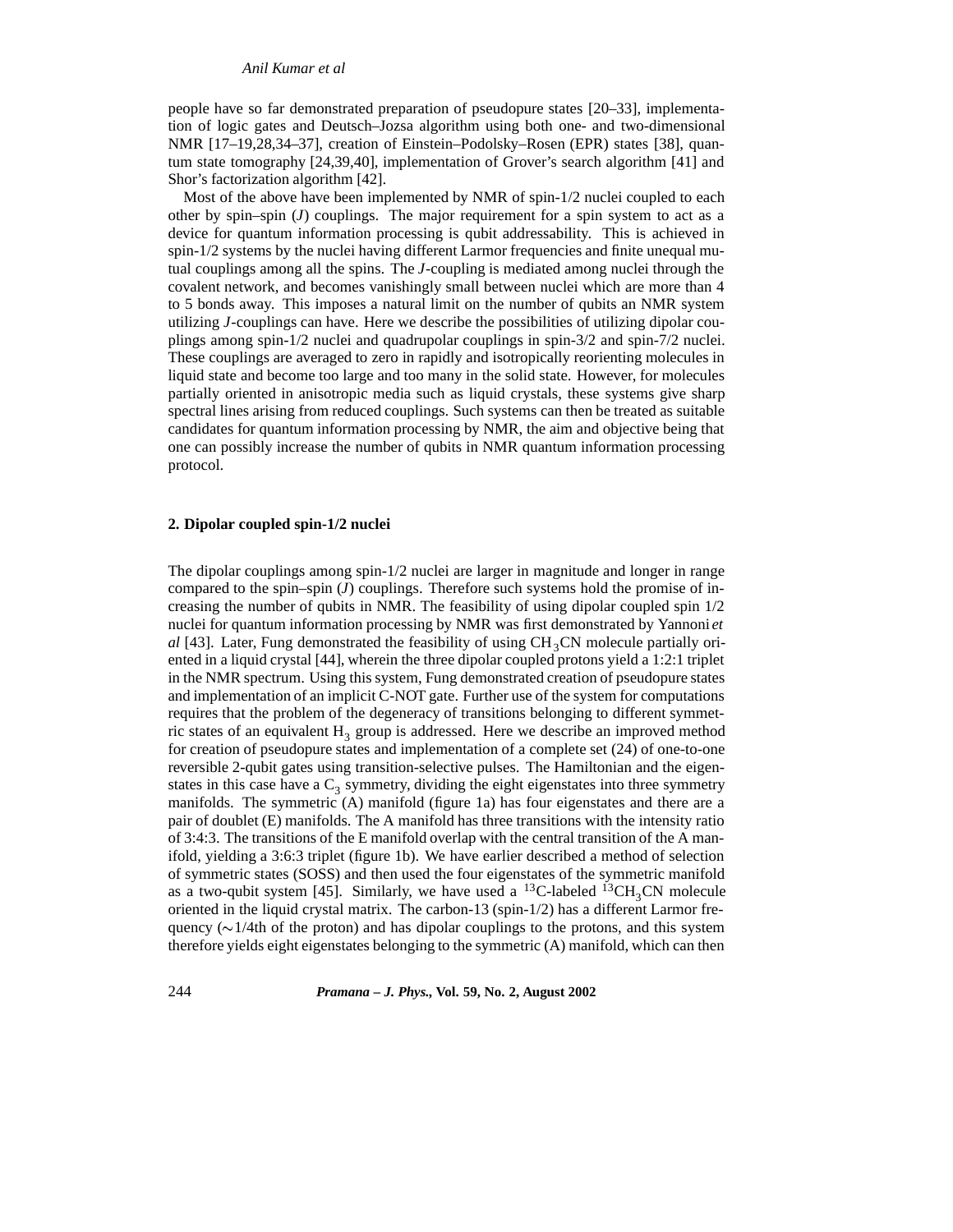people have so far demonstrated preparation of pseudopure states [20–33], implementation of logic gates and Deutsch–Jozsa algorithm using both one- and two-dimensional NMR [17–19,28,34–37], creation of Einstein–Podolsky–Rosen (EPR) states [38], quantum state tomography [24,39,40], implementation of Grover's search algorithm [41] and Shor's factorization algorithm [42].

Most of the above have been implemented by NMR of spin-1/2 nuclei coupled to each other by spin–spin ($J$) couplings. The major requirement for a spin system to act as a device for quantum information processing is qubit addressability. This is achieved in spin-1/2 systems by the nuclei having different Larmor frequencies and finite unequal mutual couplings among all the spins. The $J$-coupling is mediated among nuclei through the covalent network, and becomes vanishingly small between nuclei which are more than 4 to 5 bonds away. This imposes a natural limit on the number of qubits an NMR system utilizing $J$-couplings can have. Here we describe the possibilities of utilizing dipolar couplings among spin-1/2 nuclei and quadrupolar couplings in spin-3/2 and spin-7/2 nuclei. These couplings are averaged to zero in rapidly and isotropically reorienting molecules in liquid state and become too large and too many in the solid state. However, for molecules partially oriented in anisotropic media such as liquid crystals, these systems give sharp spectral lines arising from reduced couplings. Such systems can then be treated as suitable candidates for quantum information processing by NMR, the aim and objective being that one can possibly increase the number of qubits in NMR quantum information processing protocol.

## 2. Dipolar coupled spin-1/2 nuclei

The dipolar couplings among spin-1/2 nuclei are larger in magnitude and longer in range compared to the spin–spin ($J$) couplings. Therefore such systems hold the promise of increasing the number of qubits in NMR. The feasibility of using dipolar coupled spin 1/2 nuclei for quantum information processing by NMR was first demonstrated by Yannoni *et al* [43]. Later, Fung demonstrated the feasibility of using $CH_3CN$ molecule partially oriented in a liquid crystal [44], wherein the three dipolar coupled protons yield a 1:2:1 triplet in the NMR spectrum. Using this system, Fung demonstrated creation of pseudopure states and implementation of an implicit C-NOT gate. Further use of the system for computations requires that the problem of the degeneracy of transitions belonging to different symmetric states of an equivalent $H_3$ group is addressed. Here we describe an improved method for creation of pseudopure states and implementation of a complete set (24) of one-to-one reversible 2-qubit gates using transition-selective pulses. The Hamiltonian and the eigenstates in this case have a $C_3$ symmetry, dividing the eight eigenstates into three symmetry manifolds. The symmetric (A) manifold (figure 1a) has four eigenstates and there are a pair of doublet (E) manifolds. The A manifold has three transitions with the intensity ratio of 3:4:3. The transitions of the E manifold overlap with the central transition of the A manifold, yielding a 3:6:3 triplet (figure 1b). We have earlier described a method of selection of symmetric states (SOSS) and then used the four eigenstates of the symmetric manifold as a two-qubit system [45]. Similarly, we have used a $^{13}$C-labeled $^{13}CH_3CN$ molecule oriented in the liquid crystal matrix. The carbon-13 (spin-1/2) has a different Larmor frequency ($\sim$1/4th of the proton) and has dipolar couplings to the protons, and this system therefore yields eight eigenstates belonging to the symmetric (A) manifold, which can then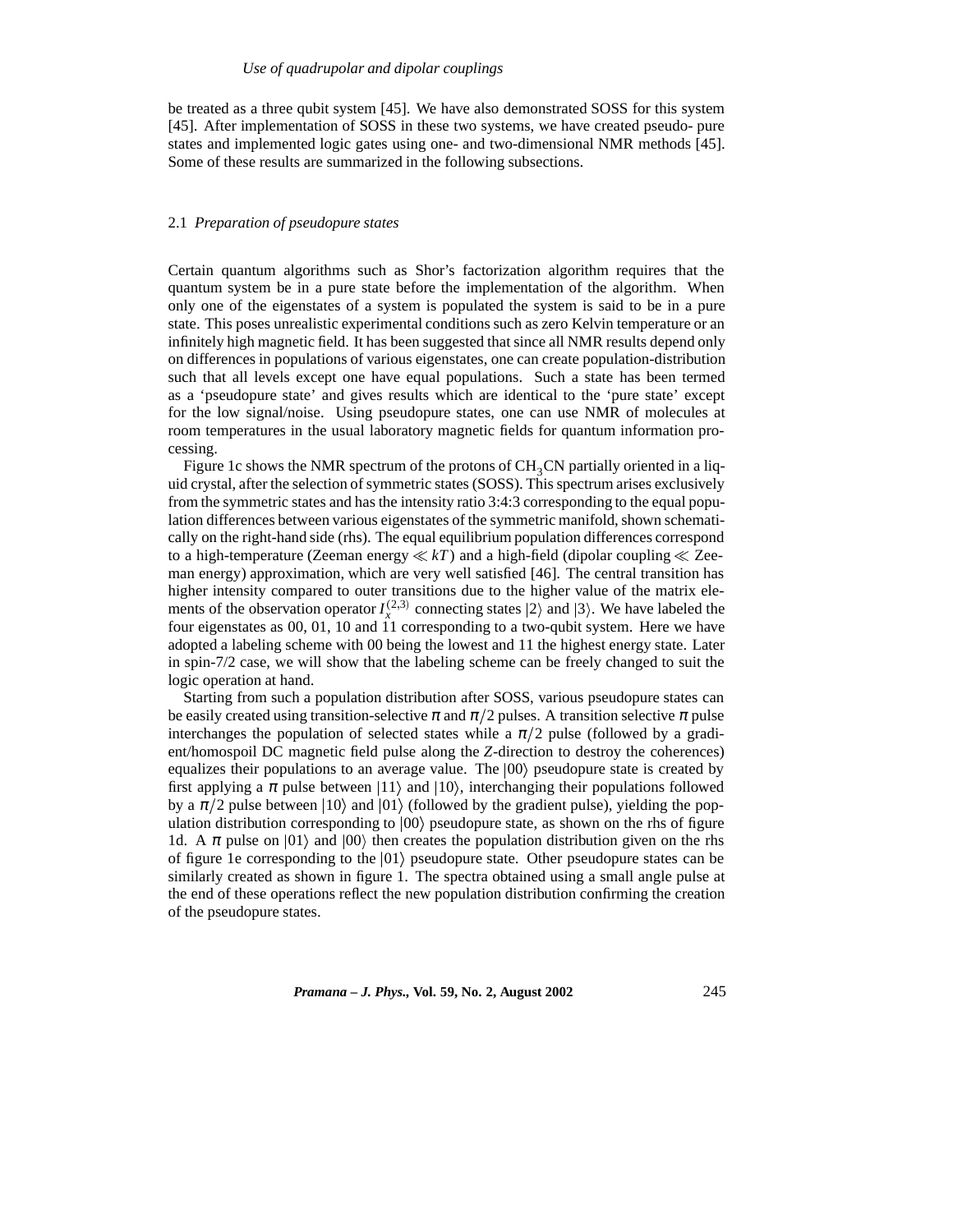be treated as a three qubit system [45]. We have also demonstrated SOSS for this system [45]. After implementation of SOSS in these two systems, we have created pseudo- pure states and implemented logic gates using one- and two-dimensional NMR methods [45]. Some of these results are summarized in the following subsections.

### 2.1 *Preparation of pseudopure states*

Certain quantum algorithms such as Shor's factorization algorithm requires that the quantum system be in a pure state before the implementation of the algorithm. When only one of the eigenstates of a system is populated the system is said to be in a pure state. This poses unrealistic experimental conditions such as zero Kelvin temperature or an infinitely high magnetic field. It has been suggested that since all NMR results depend only on differences in populations of various eigenstates, one can create population-distribution such that all levels except one have equal populations. Such a state has been termed as a 'pseudopure state' and gives results which are identical to the 'pure state' except for the low signal/noise. Using pseudopure states, one can use NMR of molecules at room temperatures in the usual laboratory magnetic fields for quantum information processing.

Figure 1c shows the NMR spectrum of the protons of $CH_3CN$ partially oriented in a liquid crystal, after the selection of symmetric states (SOSS). This spectrum arises exclusively from the symmetric states and has the intensity ratio 3:4:3 corresponding to the equal population differences between various eigenstates of the symmetric manifold, shown schematically on the right-hand side (rhs). The equal equilibrium population differences correspond to a high-temperature (Zeeman energy $\ll kT$) and a high-field (dipolar coupling $\ll$ Zeeman energy) approximation, which are very well satisfied [46]. The central transition has higher intensity compared to outer transitions due to the higher value of the matrix elements of the observation operator $I_x^{(2,3)}$ connecting states $|2\rangle$ and $|3\rangle$. We have labeled the four eigenstates as 00, 01, 10 and 11 corresponding to a two-qubit system. Here we have adopted a labeling scheme with 00 being the lowest and 11 the highest energy state. Later in spin-7/2 case, we will show that the labeling scheme can be freely changed to suit the logic operation at hand.

Starting from such a population distribution after SOSS, various pseudopure states can be easily created using transition-selective $\pi$ and $\pi/2$ pulses. A transition selective $\pi$ pulse interchanges the population of selected states while a $\pi/2$ pulse (followed by a gradient/homospoil DC magnetic field pulse along the $Z$-direction to destroy the coherences) equalizes their populations to an average value. The $|00\rangle$ pseudopure state is created by first applying a $\pi$ pulse between $|11\rangle$ and $|10\rangle$, interchanging their populations followed by a $\pi/2$ pulse between $|10\rangle$ and $|01\rangle$ (followed by the gradient pulse), yielding the population distribution corresponding to $|00\rangle$ pseudopure state, as shown on the rhs of figure 1d. A $\pi$ pulse on $|01\rangle$ and $|00\rangle$ then creates the population distribution given on the rhs of figure 1e corresponding to the $|01\rangle$ pseudopure state. Other pseudopure states can be similarly created as shown in figure 1. The spectra obtained using a small angle pulse at the end of these operations reflect the new population distribution confirming the creation of the pseudopure states.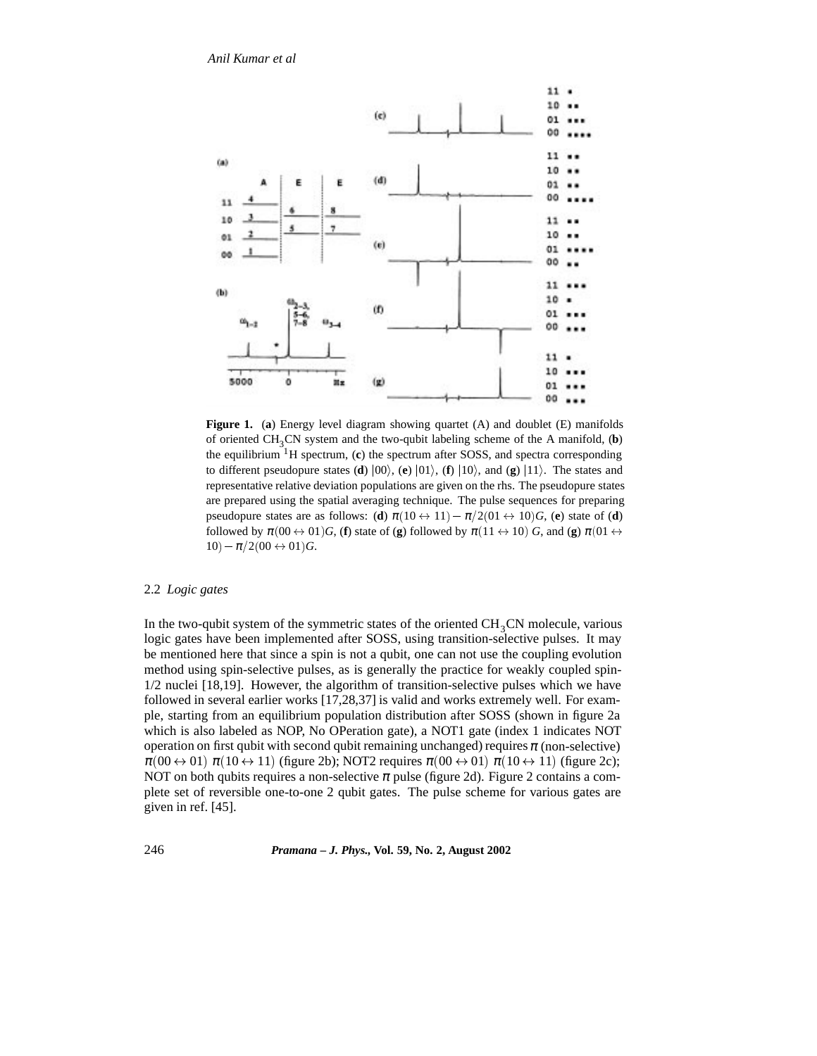**Figure 1.** (**a**) Energy level diagram showing quartet (A) and doublet (E) manifolds of oriented $CH_3CN$ system and the two-qubit labeling scheme of the A manifold, (**b**) the equilibrium $^1H$ spectrum, (**c**) the spectrum after SOSS, and spectra corresponding to different pseudopure states (**d**) $|00\rangle$, (**e**) $|01\rangle$, (**f**) $|10\rangle$, and (**g**) $|11\rangle$. The states and representative relative deviation populations are given on the rhs. The pseudopure states are prepared using the spatial averaging technique. The pulse sequences for preparing pseudopure states are as follows: (**d**) $\pi(10 \leftrightarrow 11) - \pi/2(01 \leftrightarrow 10)G$, (**e**) state of (**d**) followed by $\pi(00 \leftrightarrow 01)G$, (**f**) state of (**g**) followed by $\pi(11 \leftrightarrow 10)\,G$, and (**g**) $\pi(01 \leftrightarrow 10) - \pi/2(00 \leftrightarrow 01)G$.

### 2.2 *Logic gates*

In the two-qubit system of the symmetric states of the oriented $CH_3CN$ molecule, various logic gates have been implemented after SOSS, using transition-selective pulses. It may be mentioned here that since a spin is not a qubit, one can not use the coupling evolution method using spin-selective pulses, as is generally the practice for weakly coupled spin-1/2 nuclei [18,19]. However, the algorithm of transition-selective pulses which we have followed in several earlier works [17,28,37] is valid and works extremely well. For example, starting from an equilibrium population distribution after SOSS (shown in figure 2a which is also labeled as NOP, No OPeration gate), a NOT1 gate (index 1 indicates NOT operation on first qubit with second qubit remaining unchanged) requires $\pi$ (non-selective) $\pi(00 \leftrightarrow 01)\ \pi(10 \leftrightarrow 11)$ (figure 2b); NOT2 requires $\pi(00 \leftrightarrow 01)\ \pi(10 \leftrightarrow 11)$ (figure 2c); NOT on both qubits requires a non-selective $\pi$ pulse (figure 2d). Figure 2 contains a complete set of reversible one-to-one 2 qubit gates. The pulse scheme for various gates are given in ref. [45].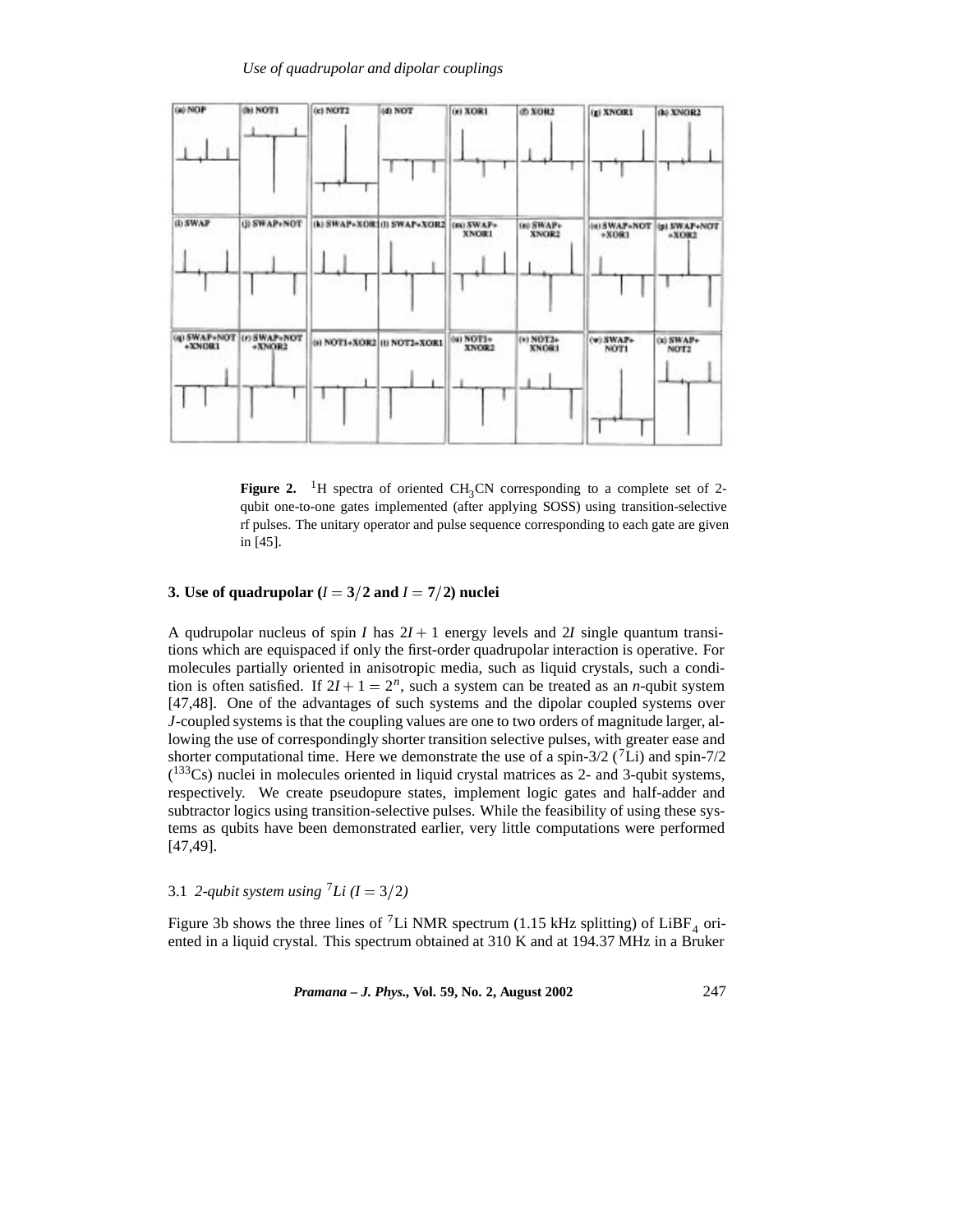**Figure 2.** [1]H spectra of oriented $CH_3CN$ corresponding to a complete set of 2-qubit one-to-one gates implemented (after applying SOSS) using transition-selective rf pulses. The unitary operator and pulse sequence corresponding to each gate are given in [45].

## 3. Use of quadrupolar ($I = 3/2$ and $I = 7/2$) nuclei

A qudrupolar nucleus of spin $I$ has $2I + 1$ energy levels and $2I$ single quantum transitions which are equispaced if only the first-order quadrupolar interaction is operative. For molecules partially oriented in anisotropic media, such as liquid crystals, such a condition is often satisfied. If $2I + 1 = 2^n$, such a system can be treated as an $n$-qubit system [47,48]. One of the advantages of such systems and the dipolar coupled systems over $J$-coupled systems is that the coupling values are one to two orders of magnitude larger, allowing the use of correspondingly shorter transition selective pulses, with greater ease and shorter computational time. Here we demonstrate the use of a spin-3/2 ($^7$Li) and spin-7/2 ($^{133}$Cs) nuclei in molecules oriented in liquid crystal matrices as 2- and 3-qubit systems, respectively. We create pseudopure states, implement logic gates and half-adder and subtractor logics using transition-selective pulses. While the feasibility of using these systems as qubits have been demonstrated earlier, very little computations were performed [47,49].

### 3.1 *2-qubit system using $^7$Li ($I = 3/2$)*

Figure 3b shows the three lines of $^7$Li NMR spectrum (1.15 kHz splitting) of $LiBF_4$ oriented in a liquid crystal. This spectrum obtained at 310 K and at 194.37 MHz in a Bruker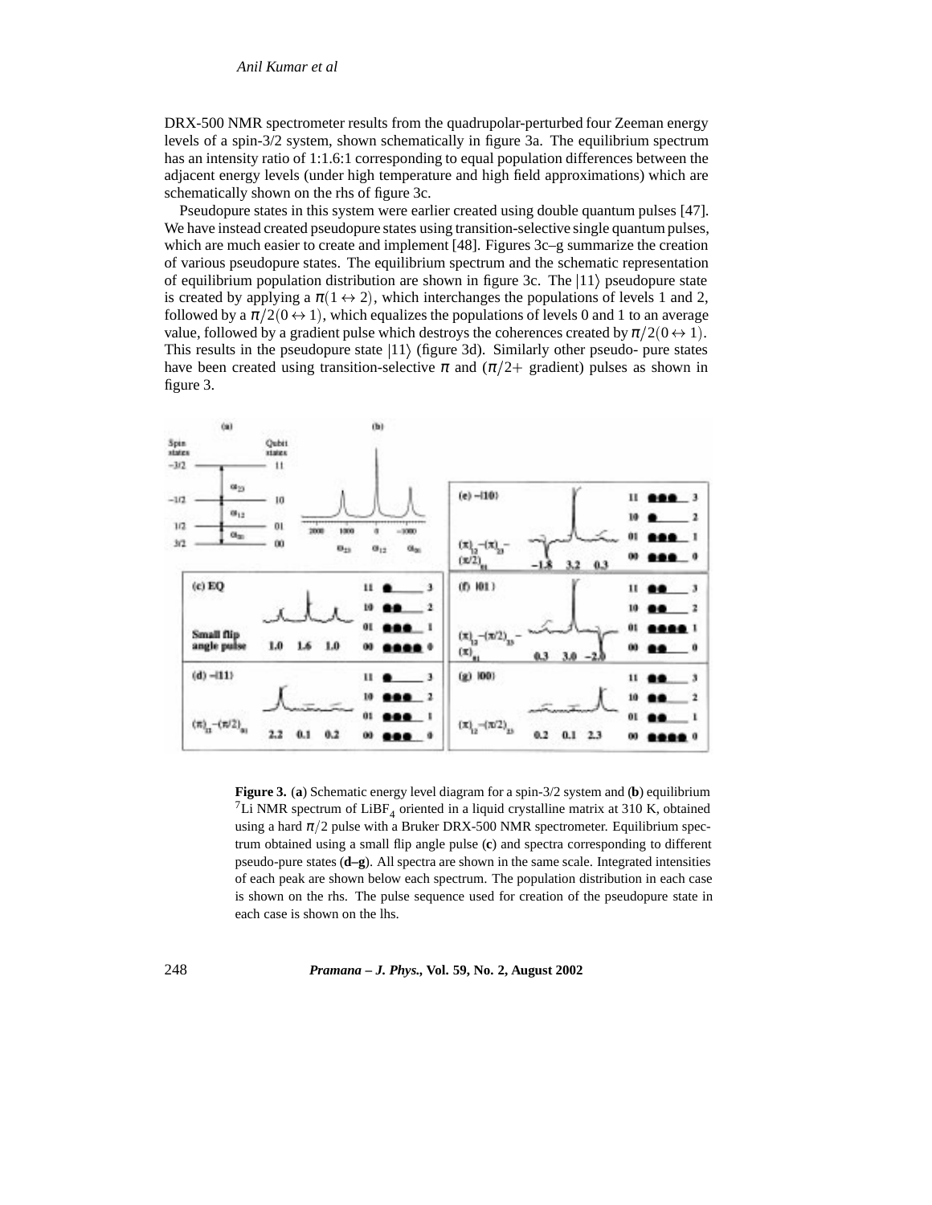DRX-500 NMR spectrometer results from the quadrupolar-perturbed four Zeeman energy levels of a spin-3/2 system, shown schematically in figure 3a. The equilibrium spectrum has an intensity ratio of 1:1.6:1 corresponding to equal population differences between the adjacent energy levels (under high temperature and high field approximations) which are schematically shown on the rhs of figure 3c.

Pseudopure states in this system were earlier created using double quantum pulses [47]. We have instead created pseudopure states using transition-selective single quantum pulses, which are much easier to create and implement [48]. Figures 3c–g summarize the creation of various pseudopure states. The equilibrium spectrum and the schematic representation of equilibrium population distribution are shown in figure 3c. The $|11\rangle$ pseudopure state is created by applying a $\pi(1 \leftrightarrow 2)$, which interchanges the populations of levels 1 and 2, followed by a $\pi/2(0 \leftrightarrow 1)$, which equalizes the populations of levels 0 and 1 to an average value, followed by a gradient pulse which destroys the coherences created by $\pi/2(0 \leftrightarrow 1)$. This results in the pseudopure state $|11\rangle$ (figure 3d). Similarly other pseudo- pure states have been created using transition-selective $\pi$ and ($\pi/2+$ gradient) pulses as shown in figure 3.

**Figure 3.** (**a**) Schematic energy level diagram for a spin-3/2 system and (**b**) equilibrium $^7$Li NMR spectrum of $LiBF_4$ oriented in a liquid crystalline matrix at 310 K, obtained using a hard $\pi/2$ pulse with a Bruker DRX-500 NMR spectrometer. Equilibrium spectrum obtained using a small flip angle pulse (**c**) and spectra corresponding to different pseudo-pure states (**d–g**). All spectra are shown in the same scale. Integrated intensities of each peak are shown below each spectrum. The population distribution in each case is shown on the rhs. The pulse sequence used for creation of the pseudopure state in each case is shown on the lhs.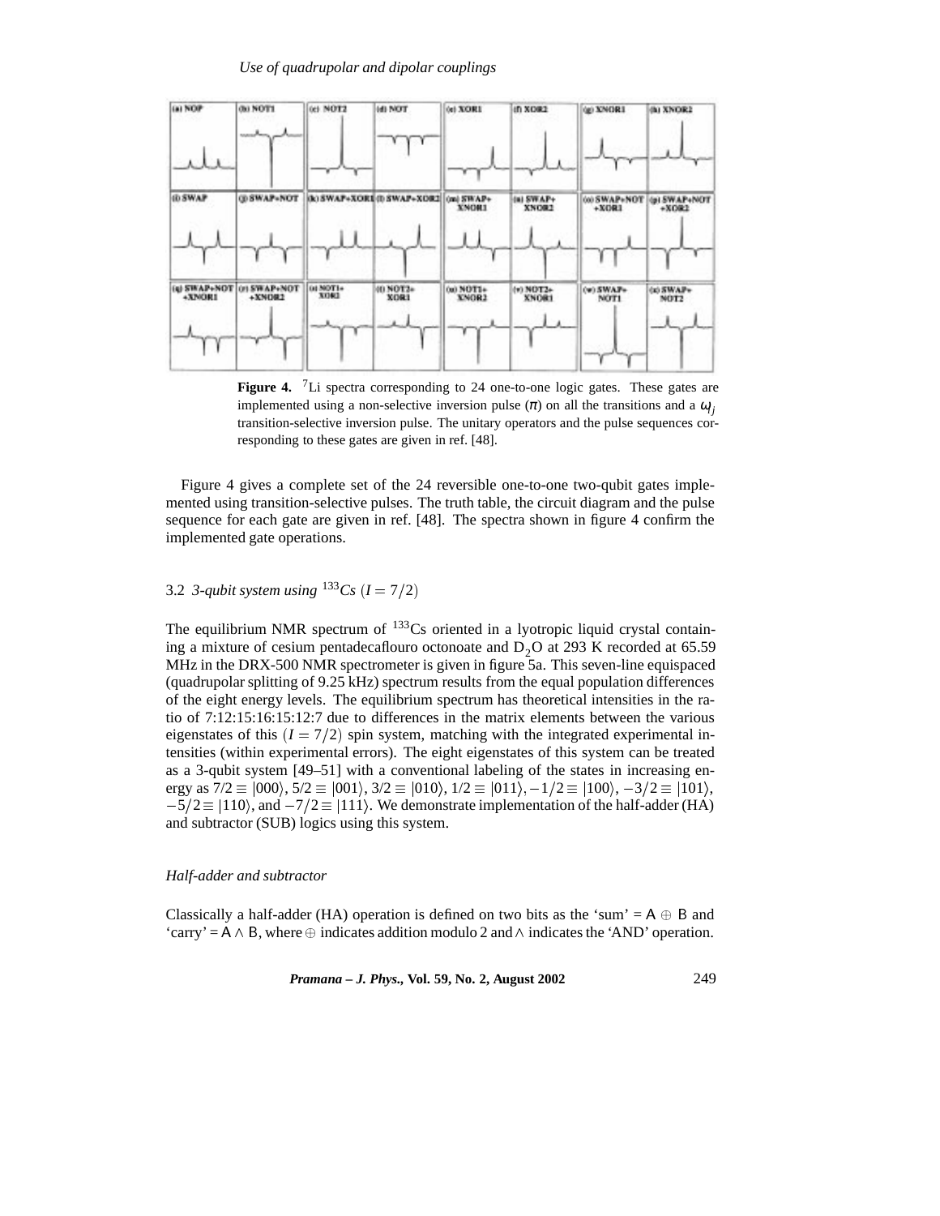Figure 4. [7]Li spectra corresponding to 24 one-to-one logic gates. These gates are implemented using a non-selective inversion pulse ($\pi$) on all the transitions and a $\omega_j$ transition-selective inversion pulse. The unitary operators and the pulse sequences corresponding to these gates are given in ref. [48].

Figure 4 gives a complete set of the 24 reversible one-to-one two-qubit gates implemented using transition-selective pulses. The truth table, the circuit diagram and the pulse sequence for each gate are given in ref. [48]. The spectra shown in figure 4 confirm the implemented gate operations.

### 3.2 *3-qubit system using* $^{133}$*Cs* $(I = 7/2)$

The equilibrium NMR spectrum of $^{133}$Cs oriented in a lyotropic liquid crystal containing a mixture of cesium pentadecaflouro octonoate and $D_2O$ at 293 K recorded at 65.59 MHz in the DRX-500 NMR spectrometer is given in figure 5a. This seven-line equispaced (quadrupolar splitting of 9.25 kHz) spectrum results from the equal population differences of the eight energy levels. The equilibrium spectrum has theoretical intensities in the ratio of 7:12:15:16:15:12:7 due to differences in the matrix elements between the various eigenstates of this $(I = 7/2)$ spin system, matching with the integrated experimental intensities (within experimental errors). The eight eigenstates of this system can be treated as a 3-qubit system [49–51] with a conventional labeling of the states in increasing energy as $7/2 \equiv |000\rangle$, $5/2 \equiv |001\rangle$, $3/2 \equiv |010\rangle$, $1/2 \equiv |011\rangle$, $-1/2 \equiv |100\rangle$, $-3/2 \equiv |101\rangle$, $-5/2 \equiv |110\rangle$, and $-7/2 \equiv |111\rangle$. We demonstrate implementation of the half-adder (HA) and subtractor (SUB) logics using this system.

#### *Half-adder and subtractor*

Classically a half-adder (HA) operation is defined on two bits as the 'sum' = $\mathsf{A} \oplus \mathsf{B}$ and 'carry' = $\mathsf{A} \wedge \mathsf{B}$, where $\oplus$ indicates addition modulo 2 and $\wedge$ indicates the 'AND' operation.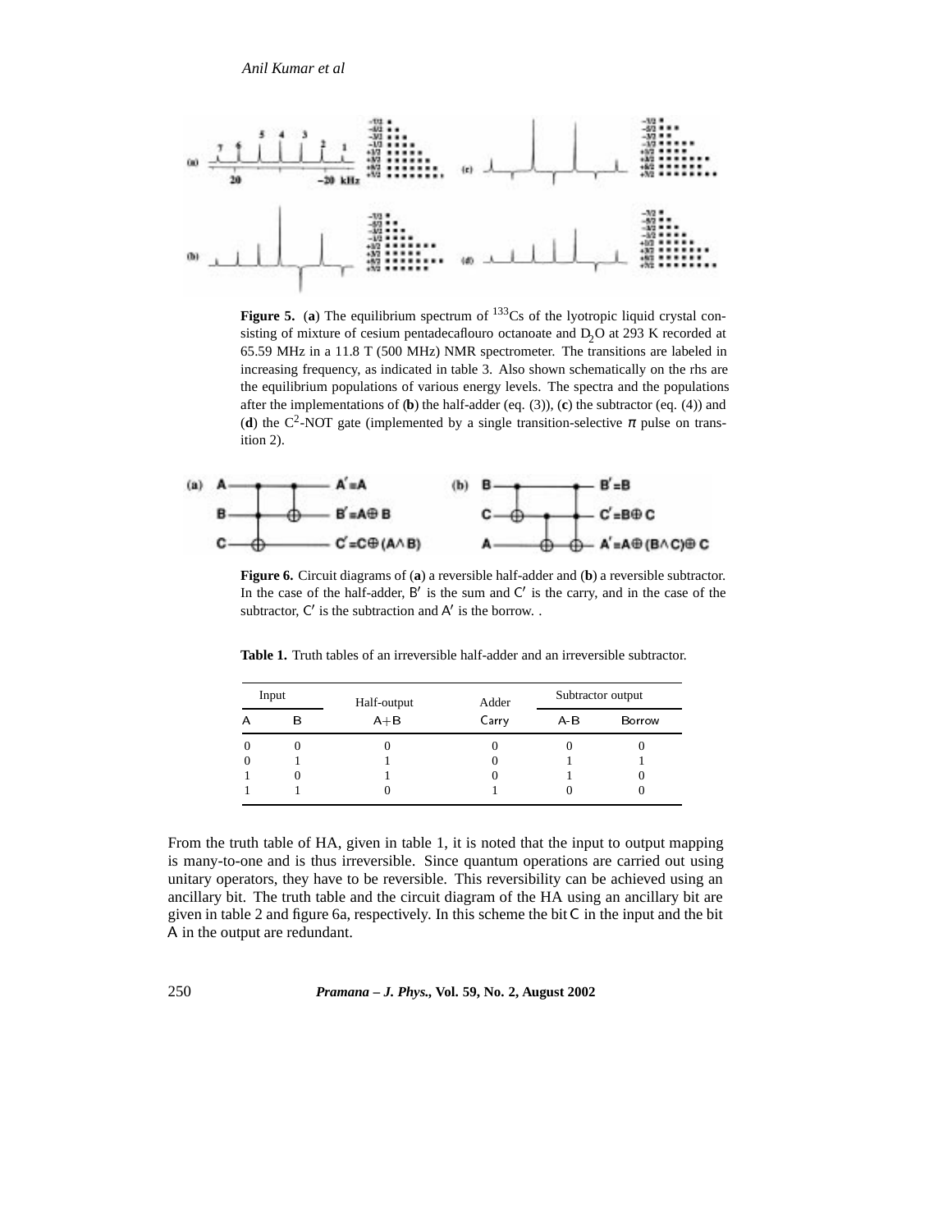**Figure 5.** (**a**) The equilibrium spectrum of $^{133}$Cs of the lyotropic liquid crystal consisting of mixture of cesium pentadecaflouro octanoate and $D_2O$ at 293 K recorded at 65.59 MHz in a 11.8 T (500 MHz) NMR spectrometer. The transitions are labeled in increasing frequency, as indicated in table 3. Also shown schematically on the rhs are the equilibrium populations of various energy levels. The spectra and the populations after the implementations of (**b**) the half-adder (eq. (3)), (**c**) the subtractor (eq. (4)) and (**d**) the $C^2$-NOT gate (implemented by a single transition-selective $\pi$ pulse on transition 2).

**Figure 6.** Circuit diagrams of (**a**) a reversible half-adder and (**b**) a reversible subtractor. In the case of the half-adder, B′ is the sum and C′ is the carry, and in the case of the subtractor, C′ is the subtraction and A′ is the borrow. .

**Table 1.** Truth tables of an irreversible half-adder and an irreversible subtractor.

| Input | | Half-output | Adder | Subtractor output | |
|---|---|---|---|---|---|
| A | B | A+B | Carry | A-B | Borrow |
| 0 | 0 | 0 | 0 | 0 | 0 |
| 0 | 1 | 1 | 0 | 1 | 1 |
| 1 | 0 | 1 | 0 | 1 | 0 |
| 1 | 1 | 0 | 1 | 0 | 0 |

From the truth table of HA, given in table 1, it is noted that the input to output mapping is many-to-one and is thus irreversible. Since quantum operations are carried out using unitary operators, they have to be reversible. This reversibility can be achieved using an ancillary bit. The truth table and the circuit diagram of the HA using an ancillary bit are given in table 2 and figure 6a, respectively. In this scheme the bit C in the input and the bit A in the output are redundant.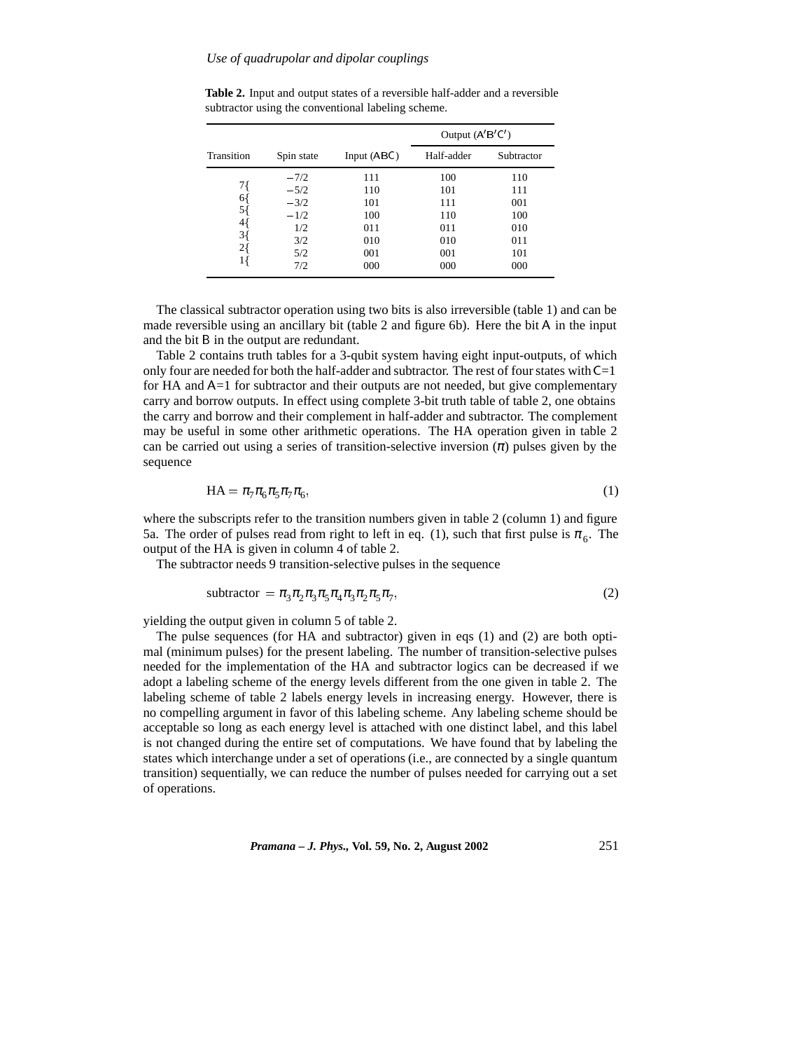**Table 2.** Input and output states of a reversible half-adder and a reversible subtractor using the conventional labeling scheme.

| Transition | Spin state | Input (ABC) | Output (A′B′C′) | |
|---|---|---|---|---|
| | | | Half-adder | Subtractor |
| | −7/2 | 111 | 100 | 110 |
| 7{ | −5/2 | 110 | 101 | 111 |
| 6{ | −3/2 | 101 | 111 | 001 |
| 5{ | −1/2 | 100 | 110 | 100 |
| 4{ | 1/2 | 011 | 011 | 010 |
| 3{ | 3/2 | 010 | 010 | 011 |
| 2{ | 5/2 | 001 | 001 | 101 |
| 1{ | 7/2 | 000 | 000 | 000 |

The classical subtractor operation using two bits is also irreversible (table 1) and can be made reversible using an ancillary bit (table 2 and figure 6b). Here the bit A in the input and the bit B in the output are redundant.

Table 2 contains truth tables for a 3-qubit system having eight input-outputs, of which only four are needed for both the half-adder and subtractor. The rest of four states with C=1 for HA and A=1 for subtractor and their outputs are not needed, but give complementary carry and borrow outputs. In effect using complete 3-bit truth table of table 2, one obtains the carry and borrow and their complement in half-adder and subtractor. The complement may be useful in some other arithmetic operations. The HA operation given in table 2 can be carried out using a series of transition-selective inversion ($\pi$) pulses given by the sequence

$$\mathrm{HA} = \pi_7\pi_6\pi_5\pi_7\pi_6, \tag{1}$$

where the subscripts refer to the transition numbers given in table 2 (column 1) and figure 5a. The order of pulses read from right to left in eq. (1), such that first pulse is $\pi_6$. The output of the HA is given in column 4 of table 2.

The subtractor needs 9 transition-selective pulses in the sequence

$$\text{subtractor} = \pi_3\pi_2\pi_3\pi_5\pi_4\pi_3\pi_2\pi_5\pi_7, \tag{2}$$

yielding the output given in column 5 of table 2.

The pulse sequences (for HA and subtractor) given in eqs (1) and (2) are both optimal (minimum pulses) for the present labeling. The number of transition-selective pulses needed for the implementation of the HA and subtractor logics can be decreased if we adopt a labeling scheme of the energy levels different from the one given in table 2. The labeling scheme of table 2 labels energy levels in increasing energy. However, there is no compelling argument in favor of this labeling scheme. Any labeling scheme should be acceptable so long as each energy level is attached with one distinct label, and this label is not changed during the entire set of computations. We have found that by labeling the states which interchange under a set of operations (i.e., are connected by a single quantum transition) sequentially, we can reduce the number of pulses needed for carrying out a set of operations.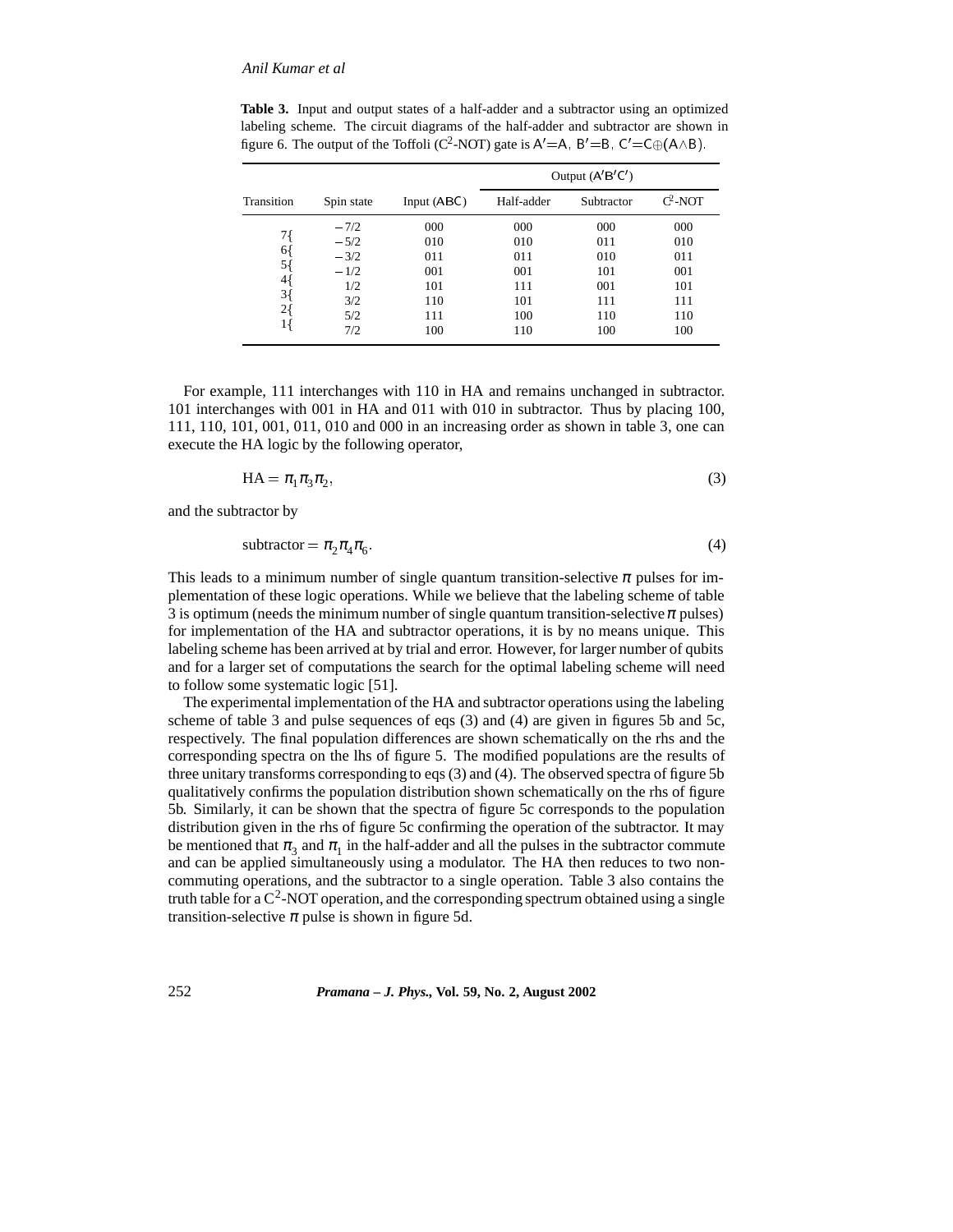**Table 3.** Input and output states of a half-adder and a subtractor using an optimized labeling scheme. The circuit diagrams of the half-adder and subtractor are shown in figure 6. The output of the Toffoli ($C^2$-NOT) gate is $A'=A$, $B'=B$, $C'=C\oplus(A\wedge B)$.

| Transition | Spin state | Input (ABC) | Output (A′B′C′) | | |
|---|---|---|---|---|---|
| | | | Half-adder | Subtractor | $C^2$-NOT |
| | $-7/2$ | 000 | 000 | 000 | 000 |
| 7{ | $-5/2$ | 010 | 010 | 011 | 010 |
| 6{ | $-3/2$ | 011 | 011 | 010 | 011 |
| 5{ | $-1/2$ | 001 | 001 | 101 | 001 |
| 4{ | 1/2 | 101 | 111 | 001 | 101 |
| 3{ | 3/2 | 110 | 101 | 111 | 111 |
| 2{ | 5/2 | 111 | 100 | 110 | 110 |
| 1{ | 7/2 | 100 | 110 | 100 | 100 |

For example, 111 interchanges with 110 in HA and remains unchanged in subtractor. 101 interchanges with 001 in HA and 011 with 010 in subtractor. Thus by placing 100, 111, 110, 101, 001, 011, 010 and 000 in an increasing order as shown in table 3, one can execute the HA logic by the following operator,

$$\mathrm{HA} = \pi_1 \pi_3 \pi_2, \tag{3}$$

and the subtractor by

$$\text{subtractor} = \pi_2 \pi_4 \pi_6. \tag{4}$$

This leads to a minimum number of single quantum transition-selective $\pi$ pulses for implementation of these logic operations. While we believe that the labeling scheme of table 3 is optimum (needs the minimum number of single quantum transition-selective $\pi$ pulses) for implementation of the HA and subtractor operations, it is by no means unique. This labeling scheme has been arrived at by trial and error. However, for larger number of qubits and for a larger set of computations the search for the optimal labeling scheme will need to follow some systematic logic [51].

The experimental implementation of the HA and subtractor operations using the labeling scheme of table 3 and pulse sequences of eqs (3) and (4) are given in figures 5b and 5c, respectively. The final population differences are shown schematically on the rhs and the corresponding spectra on the lhs of figure 5. The modified populations are the results of three unitary transforms corresponding to eqs (3) and (4). The observed spectra of figure 5b qualitatively confirms the population distribution shown schematically on the rhs of figure 5b. Similarly, it can be shown that the spectra of figure 5c corresponds to the population distribution given in the rhs of figure 5c confirming the operation of the subtractor. It may be mentioned that $\pi_3$ and $\pi_1$ in the half-adder and all the pulses in the subtractor commute and can be applied simultaneously using a modulator. The HA then reduces to two non-commuting operations, and the subtractor to a single operation. Table 3 also contains the truth table for a $C^2$-NOT operation, and the corresponding spectrum obtained using a single transition-selective $\pi$ pulse is shown in figure 5d.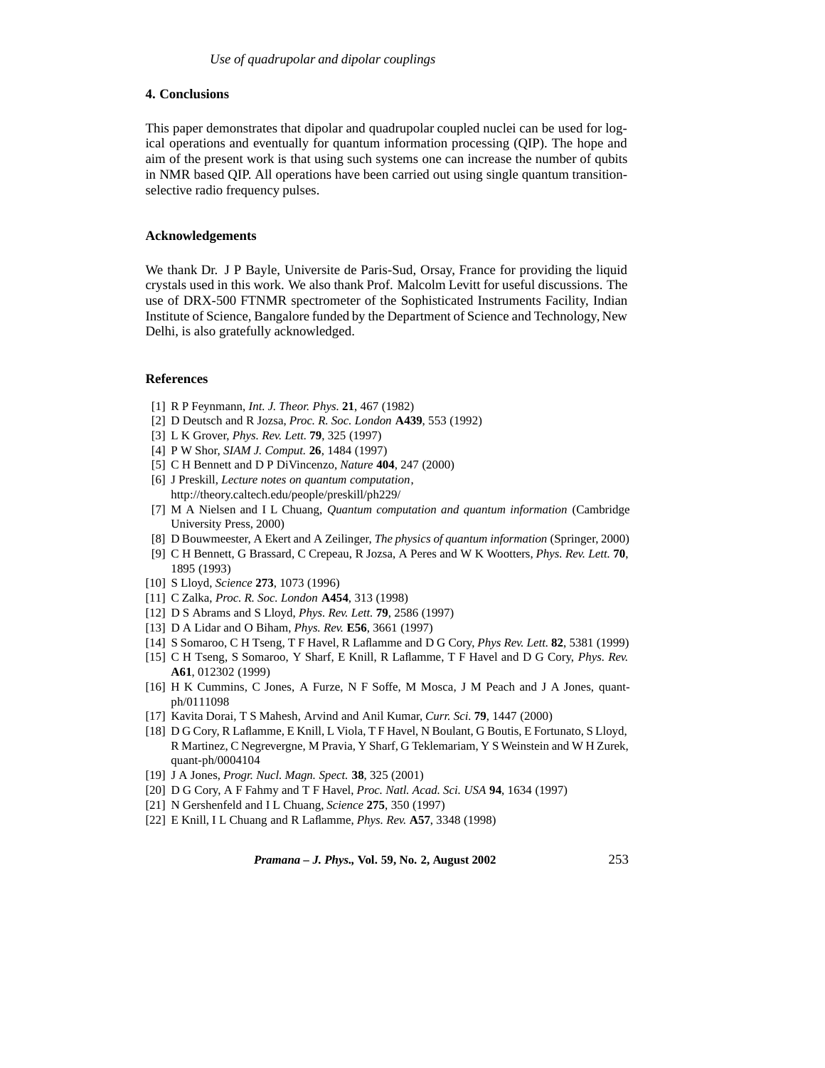## 4. Conclusions

This paper demonstrates that dipolar and quadrupolar coupled nuclei can be used for logical operations and eventually for quantum information processing (QIP). The hope and aim of the present work is that using such systems one can increase the number of qubits in NMR based QIP. All operations have been carried out using single quantum transition-selective radio frequency pulses.

### Acknowledgements

We thank Dr. J P Bayle, Universite de Paris-Sud, Orsay, France for providing the liquid crystals used in this work. We also thank Prof. Malcolm Levitt for useful discussions. The use of DRX-500 FTNMR spectrometer of the Sophisticated Instruments Facility, Indian Institute of Science, Bangalore funded by the Department of Science and Technology, New Delhi, is also gratefully acknowledged.

### References

[1] R P Feynmann, *Int. J. Theor. Phys.* **21**, 467 (1982)
[2] D Deutsch and R Jozsa, *Proc. R. Soc. London* **A439**, 553 (1992)
[3] L K Grover, *Phys. Rev. Lett.* **79**, 325 (1997)
[4] P W Shor, *SIAM J. Comput.* **26**, 1484 (1997)
[5] C H Bennett and D P DiVincenzo, *Nature* **404**, 247 (2000)
[6] J Preskill, *Lecture notes on quantum computation*, http://theory.caltech.edu/people/preskill/ph229/
[7] M A Nielsen and I L Chuang, *Quantum computation and quantum information* (Cambridge University Press, 2000)
[8] D Bouwmeester, A Ekert and A Zeilinger, *The physics of quantum information* (Springer, 2000)
[9] C H Bennett, G Brassard, C Crepeau, R Jozsa, A Peres and W K Wootters, *Phys. Rev. Lett.* **70**, 1895 (1993)
[10] S Lloyd, *Science* **273**, 1073 (1996)
[11] C Zalka, *Proc. R. Soc. London* **A454**, 313 (1998)
[12] D S Abrams and S Lloyd, *Phys. Rev. Lett.* **79**, 2586 (1997)
[13] D A Lidar and O Biham, *Phys. Rev.* **E56**, 3661 (1997)
[14] S Somaroo, C H Tseng, T F Havel, R Laflamme and D G Cory, *Phys Rev. Lett.* **82**, 5381 (1999)
[15] C H Tseng, S Somaroo, Y Sharf, E Knill, R Laflamme, T F Havel and D G Cory, *Phys. Rev.* **A61**, 012302 (1999)
[16] H K Cummins, C Jones, A Furze, N F Soffe, M Mosca, J M Peach and J A Jones, quant-ph/0111098
[17] Kavita Dorai, T S Mahesh, Arvind and Anil Kumar, *Curr. Sci.* **79**, 1447 (2000)
[18] D G Cory, R Laflamme, E Knill, L Viola, T F Havel, N Boulant, G Boutis, E Fortunato, S Lloyd, R Martinez, C Negrevergne, M Pravia, Y Sharf, G Teklemariam, Y S Weinstein and W H Zurek, quant-ph/0004104
[19] J A Jones, *Progr. Nucl. Magn. Spect.* **38**, 325 (2001)
[20] D G Cory, A F Fahmy and T F Havel, *Proc. Natl. Acad. Sci. USA* **94**, 1634 (1997)
[21] N Gershenfeld and I L Chuang, *Science* **275**, 350 (1997)
[22] E Knill, I L Chuang and R Laflamme, *Phys. Rev.* **A57**, 3348 (1998)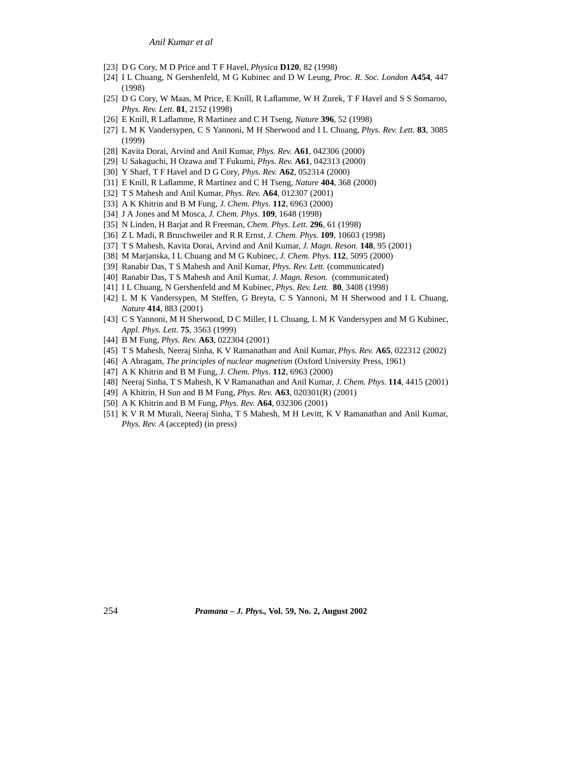[23] D G Cory, M D Price and T F Havel, *Physica* **D120**, 82 (1998)
[24] I L Chuang, N Gershenfeld, M G Kubinec and D W Leung, *Proc. R. Soc. London* **A454**, 447 (1998)
[25] D G Cory, W Maas, M Price, E Knill, R Laflamme, W H Zurek, T F Havel and S S Somaroo, *Phys. Rev. Lett.* **81**, 2152 (1998)
[26] E Knill, R Laflamme, R Martinez and C H Tseng, *Nature* **396**, 52 (1998)
[27] L M K Vandersypen, C S Yannoni, M H Sherwood and I L Chuang, *Phys. Rev. Lett.* **83**, 3085 (1999)
[28] Kavita Dorai, Arvind and Anil Kumar, *Phys. Rev.* **A61**, 042306 (2000)
[29] U Sakaguchi, H Ozawa and T Fukumi, *Phys. Rev.* **A61**, 042313 (2000)
[30] Y Sharf, T F Havel and D G Cory, *Phys. Rev.* **A62**, 052314 (2000)
[31] E Knill, R Laflamme, R Martinez and C H Tseng, *Nature* **404**, 368 (2000)
[32] T S Mahesh and Anil Kumar, *Phys. Rev.* **A64**, 012307 (2001)
[33] A K Khitrin and B M Fung, *J. Chem. Phys.* **112**, 6963 (2000)
[34] J A Jones and M Mosca, *J. Chem. Phys.* **109**, 1648 (1998)
[35] N Linden, H Barjat and R Freeman, *Chem. Phys. Lett.* **296**, 61 (1998)
[36] Z L Madi, R Bruschweiler and R R Ernst, *J. Chem. Phys.* **109**, 10603 (1998)
[37] T S Mahesh, Kavita Dorai, Arvind and Anil Kumar, *J. Magn. Reson.* **148**, 95 (2001)
[38] M Marjanska, I L Chuang and M G Kubinec, *J. Chem. Phys.* **112**, 5095 (2000)
[39] Ranabir Das, T S Mahesh and Anil Kumar, *Phys. Rev. Lett.* (communicated)
[40] Ranabir Das, T S Mahesh and Anil Kumar, *J. Magn. Reson.* (communicated)
[41] I L Chuang, N Gershenfeld and M Kubinec, *Phys. Rev. Lett.* **80**, 3408 (1998)
[42] L M K Vandersypen, M Steffen, G Breyta, C S Yannoni, M H Sherwood and I L Chuang, *Nature* **414**, 883 (2001)
[43] C S Yannoni, M H Sherwood, D C Miller, I L Chuang, L M K Vandersypen and M G Kubinec, *Appl. Phys. Lett.* **75**, 3563 (1999)
[44] B M Fung, *Phys. Rev.* **A63**, 022304 (2001)
[45] T S Mahesh, Neeraj Sinha, K V Ramanathan and Anil Kumar, *Phys. Rev.* **A65**, 022312 (2002)
[46] A Abragam, *The principles of nuclear magnetism* (Oxford University Press, 1961)
[47] A K Khitrin and B M Fung, *J. Chem. Phys.* **112**, 6963 (2000)
[48] Neeraj Sinha, T S Mahesh, K V Ramanathan and Anil Kumar, *J. Chem. Phys.* **114**, 4415 (2001)
[49] A Khitrin, H Sun and B M Fung, *Phys. Rev.* **A63**, 020301(R) (2001)
[50] A K Khitrin and B M Fung, *Phys. Rev.* **A64**, 032306 (2001)
[51] K V R M Murali, Neeraj Sinha, T S Mahesh, M H Levitt, K V Ramanathan and Anil Kumar, *Phys. Rev. A* (accepted) (in press)